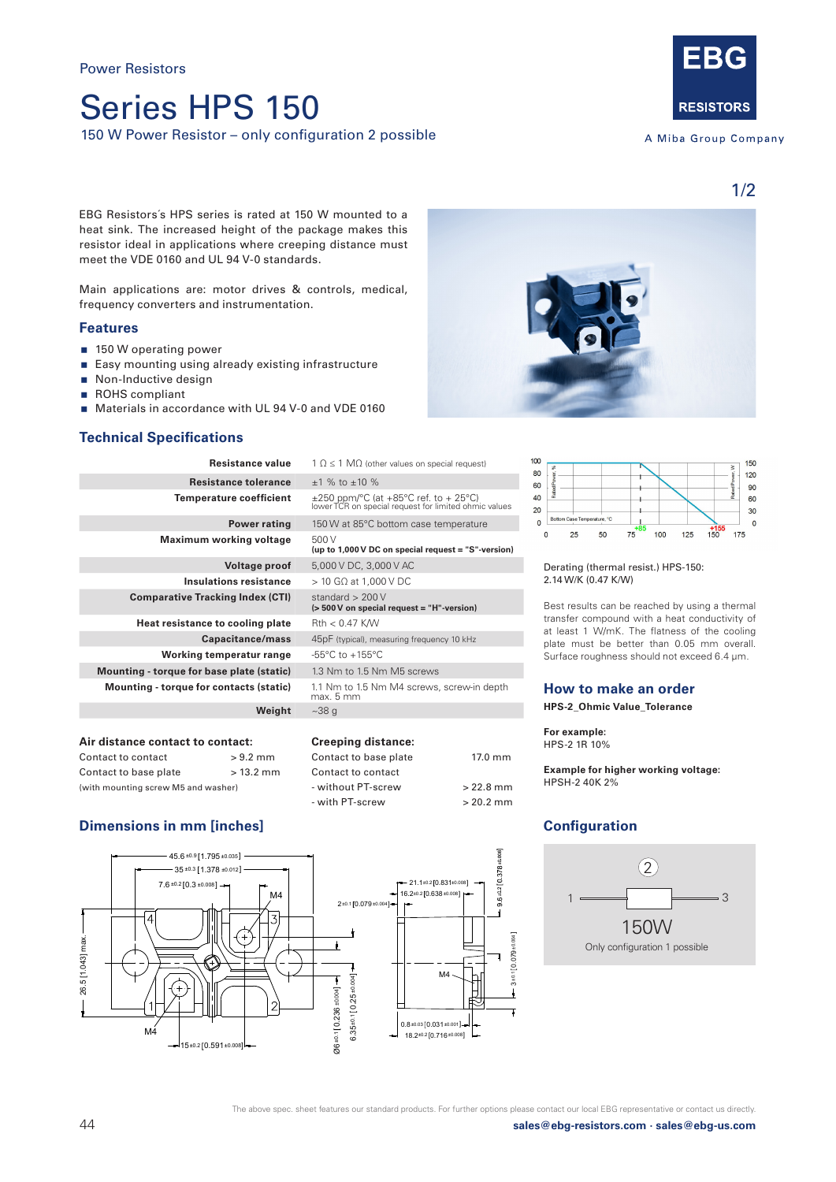Power Resistors

# Series HPS 150

150 W Power Resistor – only configuration 2 possible

EBG RESISTORS

A Miba Group Company

EBG Resistors´s HPS series is rated at 150 W mounted to a heat sink. The increased height of the package makes this resistor ideal in applications where creeping distance must meet the VDE 0160 and UL 94 V-0 standards.

Main applications are: motor drives & controls, medical, frequency converters and instrumentation.

## Features

- 150 W operating power
- Easy mounting using already existing infrastructure
- Non-Inductive design
- ROHS compliant
- Materials in accordance with UL 94 V-0 and VDE 0160

## Technical Specifications

| | |
|---|---|
| **Resistance value** | 1 Ω ≤ 1 MΩ (other values on special request) |
| **Resistance tolerance** | ±1 % to ±10 % |
| **Temperature coefficient** | ±250 ppm/°C (at +85°C ref. to + 25°C) lower TCR on special request for limited ohmic values |
| **Power rating** | 150 W at 85°C bottom case temperature |
| **Maximum working voltage** | 500 V **(up to 1,000 V DC on special request = "S"-version)** |
| **Voltage proof** | 5,000 V DC, 3,000 V AC |
| **Insulations resistance** | > 10 GΩ at 1,000 V DC |
| **Comparative Tracking Index (CTI)** | standard > 200 V **(> 500 V on special request = "H"-version)** |
| **Heat resistance to cooling plate** | Rth < 0.47 K/W |
| **Capacitance/mass** | 45pF (typical), measuring frequency 10 kHz |
| **Working temperatur range** | -55°C to +155°C |
| **Mounting - torque for base plate (static)** | 1.3 Nm to 1.5 Nm M5 screws |
| **Mounting - torque for contacts (static)** | 1.1 Nm to 1.5 Nm M4 screws, screw-in depth max. 5 mm |
| **Weight** | ~38 g |

**Air distance contact to contact:**

| | |
|---|---|
| Contact to contact | > 9.2 mm |
| Contact to base plate | > 13.2 mm |

(with mounting screw M5 and washer)

**Creeping distance:**

| | |
|---|---|
| Contact to base plate | 17.0 mm |
| Contact to contact | |
| - without PT-screw | > 22.8 mm |
| - with PT-screw | > 20.2 mm |

Derating (thermal resist.) HPS-150: 2.14 W/K (0.47 K/W)

Best results can be reached by using a thermal transfer compound with a heat conductivity of at least 1 W/mK. The flatness of the cooling plate must be better than 0.05 mm overall. Surface roughness should not exceed 6.4 µm.

## How to make an order

**HPS-2_Ohmic Value_Tolerance**

**For example:**
HPS-2 1R 10%

**Example for higher working voltage:**
HPSH-2 40K 2%

## Dimensions in mm [inches]

## Configuration

150W

Only configuration 1 possible

The above spec. sheet features our standard products. For further options please contact our local EBG representative or contact us directly.

**sales@ebg-resistors.com · sales@ebg-us.com**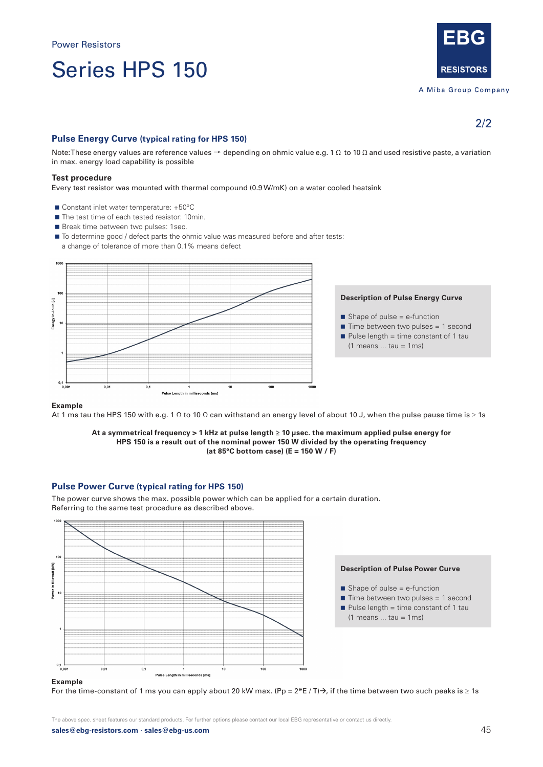Power Resistors

# Series HPS 150

EBG RESISTORS

A Miba Group Company

## Pulse Energy Curve (typical rating for HPS 150)

Note: These energy values are reference values → depending on ohmic value e.g. 1 Ω to 10 Ω and used resistive paste, a variation in max. energy load capability is possible

### Test procedure

Every test resistor was mounted with thermal compound (0.9 W/mK) on a water cooled heatsink

- Constant inlet water temperature: +50°C
- The test time of each tested resistor: 10min.
- Break time between two pulses: 1sec.
- To determine good / defect parts the ohmic value was measured before and after tests: a change of tolerance of more than 0.1% means defect

Energy in Joule [J]

1000
100
10
1
0,1

0,001
0,01
0,1
1
10
100
1000

Pulse Length in milliseconds [ms]

**Description of Pulse Energy Curve**

- Shape of pulse = e-function
- Time between two pulses = 1 second
- Pulse length = time constant of 1 tau (1 means ... tau = 1ms)

**Example**

At 1 ms tau the HPS 150 with e.g. 1 Ω to 10 Ω can withstand an energy level of about 10 J, when the pulse pause time is ≥ 1s

**At a symmetrical frequency > 1 kHz at pulse length ≥ 10 µsec. the maximum applied pulse energy for HPS 150 is a result out of the nominal power 150 W divided by the operating frequency (at 85°C bottom case) (E = 150 W / F)**

## Pulse Power Curve (typical rating for HPS 150)

The power curve shows the max. possible power which can be applied for a certain duration. Referring to the same test procedure as described above.

Power in Kilowatt [kW]

1000
100
10
1
0,1

0,001
0,01
0,1
1
10
100
1000

Pulse Length in milliseconds [ms]

**Description of Pulse Power Curve**

- Shape of pulse = e-function
- Time between two pulses = 1 second
- Pulse length = time constant of 1 tau (1 means ... tau = 1ms)

**Example**

For the time-constant of 1 ms you can apply about 20 kW max. ($P_p = 2 \cdot E / T$)→, if the time between two such peaks is ≥ 1s

The above spec. sheet features our standard products. For further options please contact our local EBG representative or contact us directly.

**sales@ebg-resistors.com · sales@ebg-us.com**